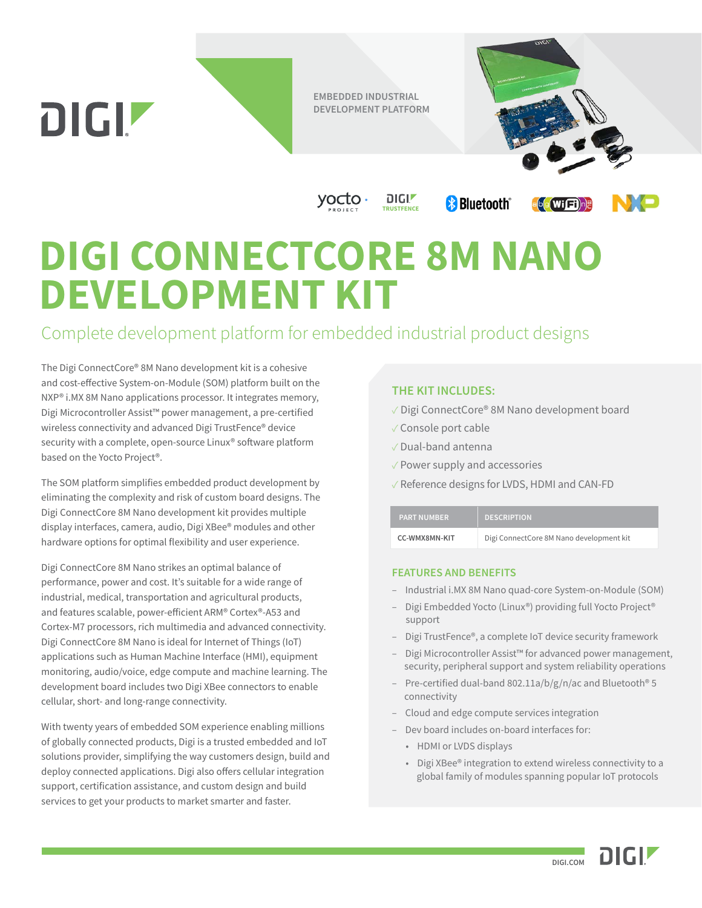EMBEDDED INDUSTRIAL DEVELOPMENT PLATFORM

# DIGI CONNECTCORE 8M NANO DEVELOPMENT KIT

## Complete development platform for embedded industrial product designs

The Digi ConnectCore® 8M Nano development kit is a cohesive and cost-effective System-on-Module (SOM) platform built on the NXP® i.MX 8M Nano applications processor. It integrates memory, Digi Microcontroller Assist™ power management, a pre-certified wireless connectivity and advanced Digi TrustFence® device security with a complete, open-source Linux® software platform based on the Yocto Project®.

The SOM platform simplifies embedded product development by eliminating the complexity and risk of custom board designs. The Digi ConnectCore 8M Nano development kit provides multiple display interfaces, camera, audio, Digi XBee® modules and other hardware options for optimal flexibility and user experience.

Digi ConnectCore 8M Nano strikes an optimal balance of performance, power and cost. It's suitable for a wide range of industrial, medical, transportation and agricultural products, and features scalable, power-efficient ARM® Cortex®-A53 and Cortex-M7 processors, rich multimedia and advanced connectivity. Digi ConnectCore 8M Nano is ideal for Internet of Things (IoT) applications such as Human Machine Interface (HMI), equipment monitoring, audio/voice, edge compute and machine learning. The development board includes two Digi XBee connectors to enable cellular, short- and long-range connectivity.

With twenty years of embedded SOM experience enabling millions of globally connected products, Digi is a trusted embedded and IoT solutions provider, simplifying the way customers design, build and deploy connected applications. Digi also offers cellular integration support, certification assistance, and custom design and build services to get your products to market smarter and faster.

### THE KIT INCLUDES:

- ✓ Digi ConnectCore® 8M Nano development board
- ✓ Console port cable
- ✓ Dual-band antenna
- ✓ Power supply and accessories
- ✓ Reference designs for LVDS, HDMI and CAN-FD

| PART NUMBER | DESCRIPTION |
|---|---|
| CC-WMX8MN-KIT | Digi ConnectCore 8M Nano development kit |

### FEATURES AND BENEFITS

- Industrial i.MX 8M Nano quad-core System-on-Module (SOM)
- Digi Embedded Yocto (Linux®) providing full Yocto Project® support
- Digi TrustFence®, a complete IoT device security framework
- Digi Microcontroller Assist™ for advanced power management, security, peripheral support and system reliability operations
- Pre-certified dual-band 802.11a/b/g/n/ac and Bluetooth® 5 connectivity
- Cloud and edge compute services integration
- Dev board includes on-board interfaces for:
  - HDMI or LVDS displays
  - Digi XBee® integration to extend wireless connectivity to a global family of modules spanning popular IoT protocols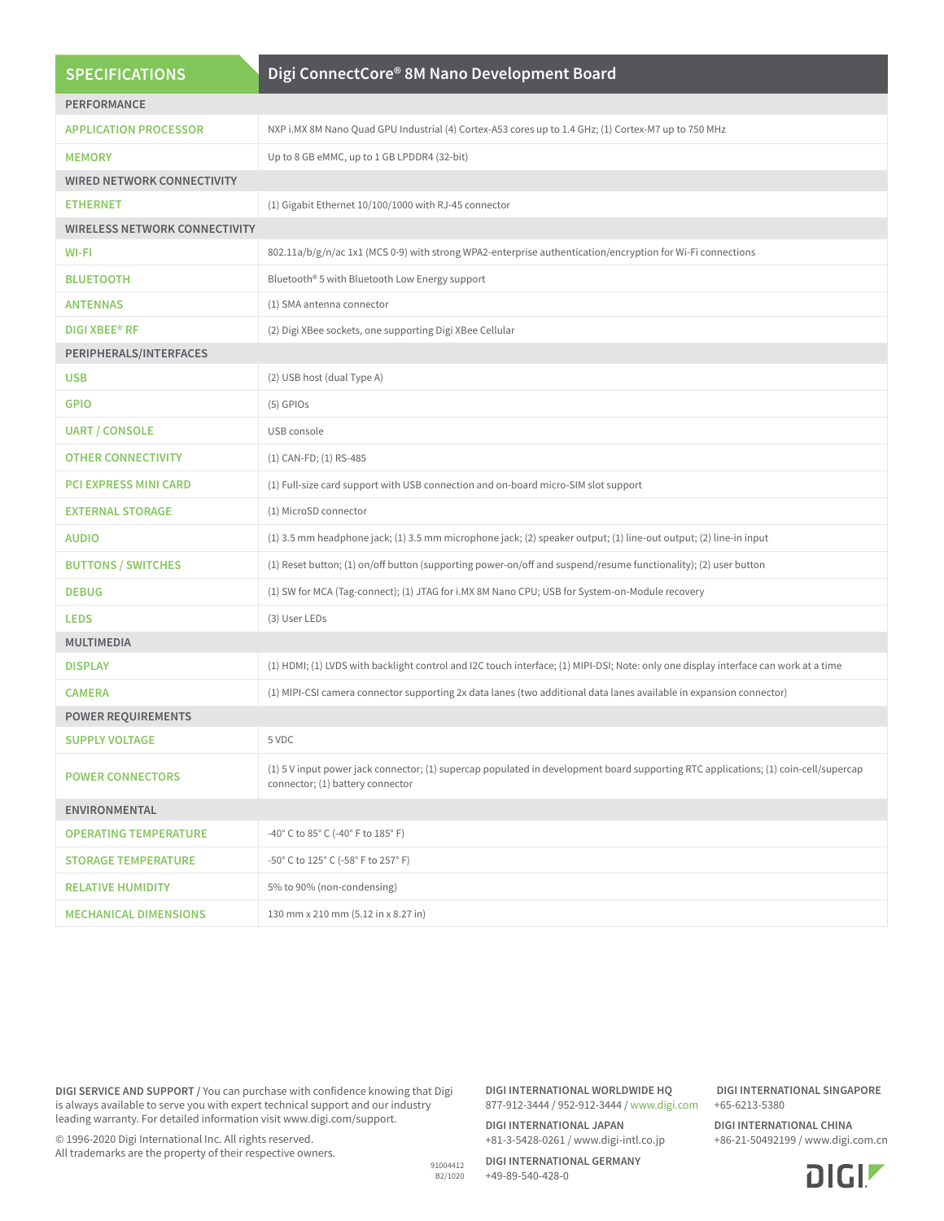| SPECIFICATIONS | Digi ConnectCore® 8M Nano Development Board |
|---|---|
| **PERFORMANCE** | |
| APPLICATION PROCESSOR | NXP i.MX 8M Nano Quad GPU Industrial (4) Cortex-A53 cores up to 1.4 GHz; (1) Cortex-M7 up to 750 MHz |
| MEMORY | Up to 8 GB eMMC, up to 1 GB LPDDR4 (32-bit) |
| **WIRED NETWORK CONNECTIVITY** | |
| ETHERNET | (1) Gigabit Ethernet 10/100/1000 with RJ-45 connector |
| **WIRELESS NETWORK CONNECTIVITY** | |
| WI-FI | 802.11a/b/g/n/ac 1x1 (MCS 0-9) with strong WPA2-enterprise authentication/encryption for Wi-Fi connections |
| BLUETOOTH | Bluetooth® 5 with Bluetooth Low Energy support |
| ANTENNAS | (1) SMA antenna connector |
| DIGI XBEE® RF | (2) Digi XBee sockets, one supporting Digi XBee Cellular |
| **PERIPHERALS/INTERFACES** | |
| USB | (2) USB host (dual Type A) |
| GPIO | (5) GPIOs |
| UART / CONSOLE | USB console |
| OTHER CONNECTIVITY | (1) CAN-FD; (1) RS-485 |
| PCI EXPRESS MINI CARD | (1) Full-size card support with USB connection and on-board micro-SIM slot support |
| EXTERNAL STORAGE | (1) MicroSD connector |
| AUDIO | (1) 3.5 mm headphone jack; (1) 3.5 mm microphone jack; (2) speaker output; (1) line-out output; (2) line-in input |
| BUTTONS / SWITCHES | (1) Reset button; (1) on/off button (supporting power-on/off and suspend/resume functionality); (2) user button |
| DEBUG | (1) SW for MCA (Tag-connect); (1) JTAG for i.MX 8M Nano CPU; USB for System-on-Module recovery |
| LEDS | (3) User LEDs |
| **MULTIMEDIA** | |
| DISPLAY | (1) HDMI; (1) LVDS with backlight control and I2C touch interface; (1) MIPI-DSI; Note: only one display interface can work at a time |
| CAMERA | (1) MIPI-CSI camera connector supporting 2x data lanes (two additional data lanes available in expansion connector) |
| **POWER REQUIREMENTS** | |
| SUPPLY VOLTAGE | 5 VDC |
| POWER CONNECTORS | (1) 5 V input power jack connector; (1) supercap populated in development board supporting RTC applications; (1) coin-cell/supercap connector; (1) battery connector |
| **ENVIRONMENTAL** | |
| OPERATING TEMPERATURE | -40° C to 85° C (-40° F to 185° F) |
| STORAGE TEMPERATURE | -50° C to 125° C (-58° F to 257° F) |
| RELATIVE HUMIDITY | 5% to 90% (non-condensing) |
| MECHANICAL DIMENSIONS | 130 mm x 210 mm (5.12 in x 8.27 in) |

**DIGI SERVICE AND SUPPORT** / You can purchase with confidence knowing that Digi is always available to serve you with expert technical support and our industry leading warranty. For detailed information visit www.digi.com/support.

© 1996-2020 Digi International Inc. All rights reserved.
All trademarks are the property of their respective owners.

91004412
B2/1020

**DIGI INTERNATIONAL WORLDWIDE HQ**
877-912-3444 / 952-912-3444 / www.digi.com

**DIGI INTERNATIONAL JAPAN**
+81-3-5428-0261 / www.digi-intl.co.jp

**DIGI INTERNATIONAL GERMANY**
+49-89-540-428-0

**DIGI INTERNATIONAL SINGAPORE**
+65-6213-5380

**DIGI INTERNATIONAL CHINA**
+86-21-50492199 / www.digi.com.cn

DIGI